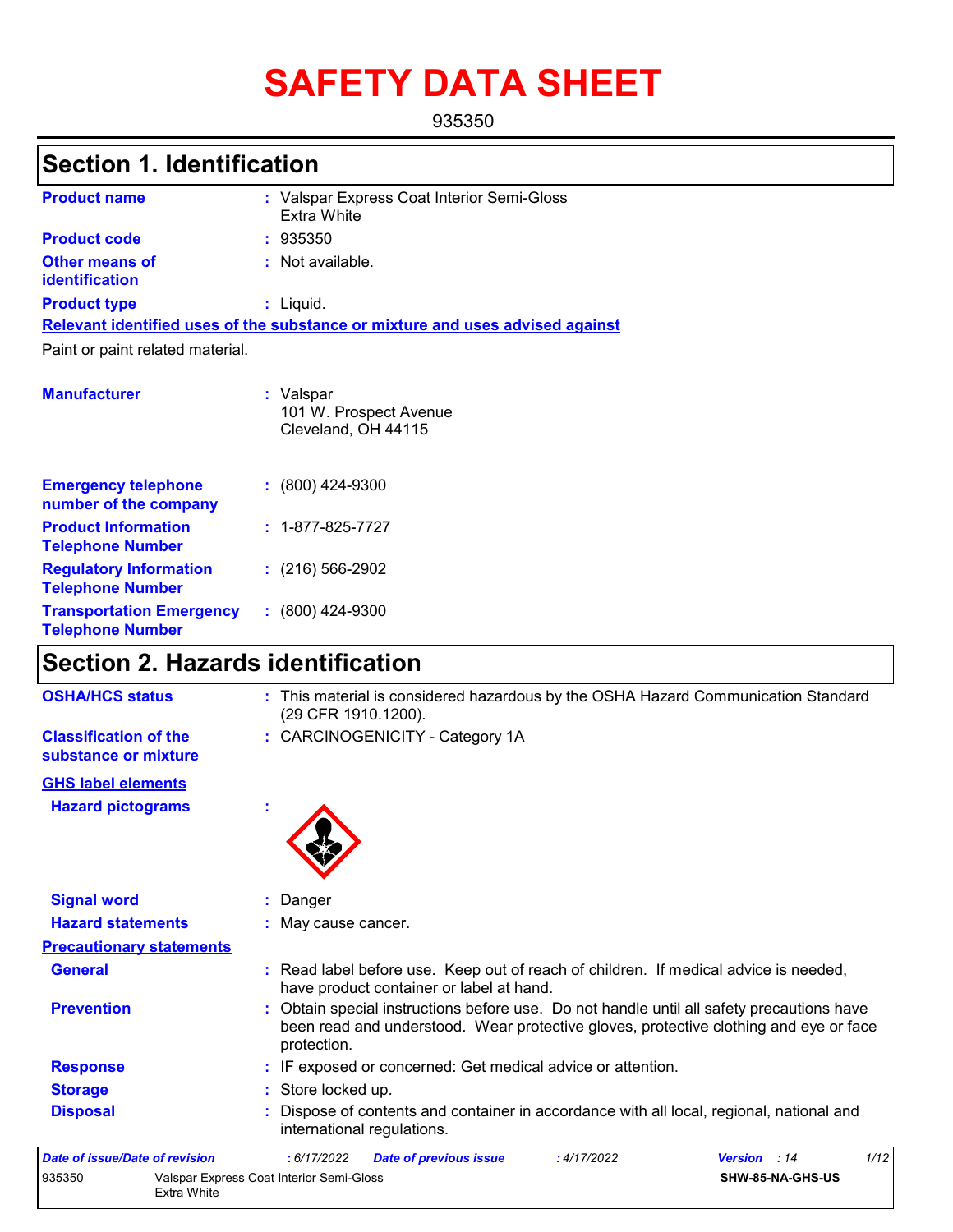# SAFETY DATA SHEET

935350

## Section 1. Identification

**Product name** : Valspar Express Coat Interior Semi-Gloss Extra White

**Product code** : 935350

**Other means of identification** : Not available.

**Product type** : Liquid.

**Relevant identified uses of the substance or mixture and uses advised against**

Paint or paint related material.

**Manufacturer** : Valspar
101 W. Prospect Avenue
Cleveland, OH 44115

**Emergency telephone number of the company** : (800) 424-9300

**Product Information Telephone Number** : 1-877-825-7727

**Regulatory Information Telephone Number** : (216) 566-2902

**Transportation Emergency Telephone Number** : (800) 424-9300

## Section 2. Hazards identification

**OSHA/HCS status** : This material is considered hazardous by the OSHA Hazard Communication Standard (29 CFR 1910.1200).

**Classification of the substance or mixture** : CARCINOGENICITY - Category 1A

**GHS label elements**

**Hazard pictograms** :

**Signal word** : Danger

**Hazard statements** : May cause cancer.

**Precautionary statements**

**General** : Read label before use. Keep out of reach of children. If medical advice is needed, have product container or label at hand.

**Prevention** : Obtain special instructions before use. Do not handle until all safety precautions have been read and understood. Wear protective gloves, protective clothing and eye or face protection.

**Response** : IF exposed or concerned: Get medical advice or attention.

**Storage** : Store locked up.

**Disposal** : Dispose of contents and container in accordance with all local, regional, national and international regulations.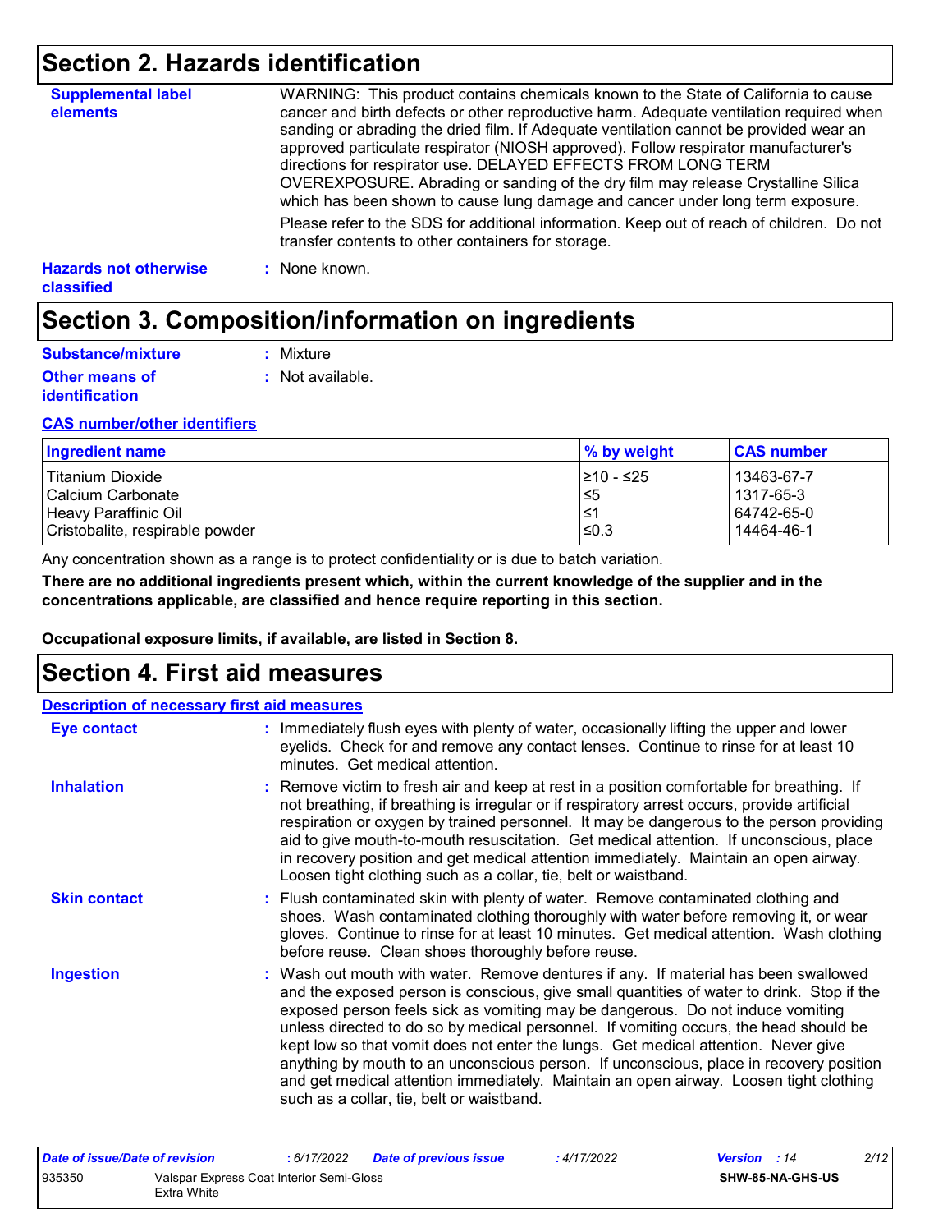## Section 2. Hazards identification

**Supplemental label elements**

WARNING: This product contains chemicals known to the State of California to cause cancer and birth defects or other reproductive harm. Adequate ventilation required when sanding or abrading the dried film. If Adequate ventilation cannot be provided wear an approved particulate respirator (NIOSH approved). Follow respirator manufacturer's directions for respirator use. DELAYED EFFECTS FROM LONG TERM OVEREXPOSURE. Abrading or sanding of the dry film may release Crystalline Silica which has been shown to cause lung damage and cancer under long term exposure.

Please refer to the SDS for additional information. Keep out of reach of children. Do not transfer contents to other containers for storage.

**Hazards not otherwise classified** : None known.

## Section 3. Composition/information on ingredients

**Substance/mixture** : Mixture

**Other means of identification** : Not available.

**CAS number/other identifiers**

| Ingredient name | % by weight | CAS number |
|---|---|---|
| Titanium Dioxide | ≥10 - ≤25 | 13463-67-7 |
| Calcium Carbonate | ≤5 | 1317-65-3 |
| Heavy Paraffinic Oil | ≤1 | 64742-65-0 |
| Cristobalite, respirable powder | ≤0.3 | 14464-46-1 |

Any concentration shown as a range is to protect confidentiality or is due to batch variation.

**There are no additional ingredients present which, within the current knowledge of the supplier and in the concentrations applicable, are classified and hence require reporting in this section.**

**Occupational exposure limits, if available, are listed in Section 8.**

## Section 4. First aid measures

**Description of necessary first aid measures**

**Eye contact** : Immediately flush eyes with plenty of water, occasionally lifting the upper and lower eyelids. Check for and remove any contact lenses. Continue to rinse for at least 10 minutes. Get medical attention.

**Inhalation** : Remove victim to fresh air and keep at rest in a position comfortable for breathing. If not breathing, if breathing is irregular or if respiratory arrest occurs, provide artificial respiration or oxygen by trained personnel. It may be dangerous to the person providing aid to give mouth-to-mouth resuscitation. Get medical attention. If unconscious, place in recovery position and get medical attention immediately. Maintain an open airway. Loosen tight clothing such as a collar, tie, belt or waistband.

**Skin contact** : Flush contaminated skin with plenty of water. Remove contaminated clothing and shoes. Wash contaminated clothing thoroughly with water before removing it, or wear gloves. Continue to rinse for at least 10 minutes. Get medical attention. Wash clothing before reuse. Clean shoes thoroughly before reuse.

**Ingestion** : Wash out mouth with water. Remove dentures if any. If material has been swallowed and the exposed person is conscious, give small quantities of water to drink. Stop if the exposed person feels sick as vomiting may be dangerous. Do not induce vomiting unless directed to do so by medical personnel. If vomiting occurs, the head should be kept low so that vomit does not enter the lungs. Get medical attention. Never give anything by mouth to an unconscious person. If unconscious, place in recovery position and get medical attention immediately. Maintain an open airway. Loosen tight clothing such as a collar, tie, belt or waistband.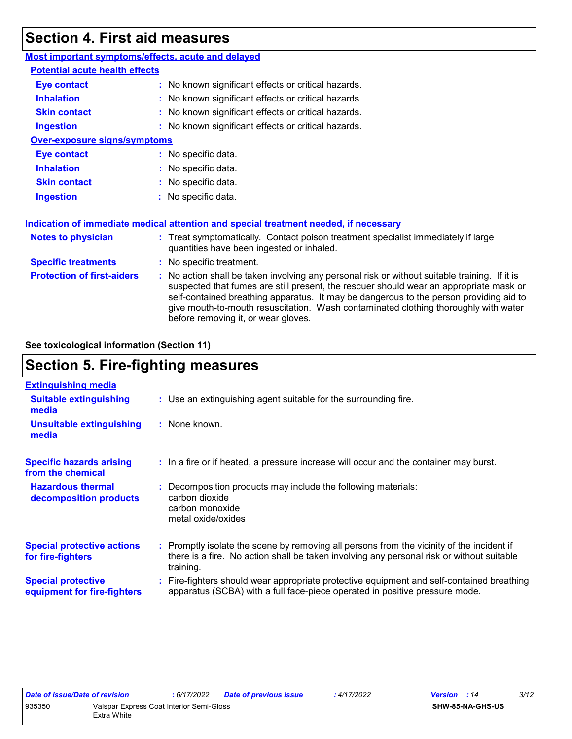## Section 4. First aid measures

**Most important symptoms/effects, acute and delayed**

**Potential acute health effects**

| | |
|---|---|
| **Eye contact** | No known significant effects or critical hazards. |
| **Inhalation** | No known significant effects or critical hazards. |
| **Skin contact** | No known significant effects or critical hazards. |
| **Ingestion** | No known significant effects or critical hazards. |

**Over-exposure signs/symptoms**

| | |
|---|---|
| **Eye contact** | No specific data. |
| **Inhalation** | No specific data. |
| **Skin contact** | No specific data. |
| **Ingestion** | No specific data. |

**Indication of immediate medical attention and special treatment needed, if necessary**

| | |
|---|---|
| **Notes to physician** | Treat symptomatically. Contact poison treatment specialist immediately if large quantities have been ingested or inhaled. |
| **Specific treatments** | No specific treatment. |
| **Protection of first-aiders** | No action shall be taken involving any personal risk or without suitable training. If it is suspected that fumes are still present, the rescuer should wear an appropriate mask or self-contained breathing apparatus. It may be dangerous to the person providing aid to give mouth-to-mouth resuscitation. Wash contaminated clothing thoroughly with water before removing it, or wear gloves. |

**See toxicological information (Section 11)**

## Section 5. Fire-fighting measures

**Extinguishing media**

| | |
|---|---|
| **Suitable extinguishing media** | Use an extinguishing agent suitable for the surrounding fire. |
| **Unsuitable extinguishing media** | None known. |
| **Specific hazards arising from the chemical** | In a fire or if heated, a pressure increase will occur and the container may burst. |
| **Hazardous thermal decomposition products** | Decomposition products may include the following materials:<br>carbon dioxide<br>carbon monoxide<br>metal oxide/oxides |
| **Special protective actions for fire-fighters** | Promptly isolate the scene by removing all persons from the vicinity of the incident if there is a fire. No action shall be taken involving any personal risk or without suitable training. |
| **Special protective equipment for fire-fighters** | Fire-fighters should wear appropriate protective equipment and self-contained breathing apparatus (SCBA) with a full face-piece operated in positive pressure mode. |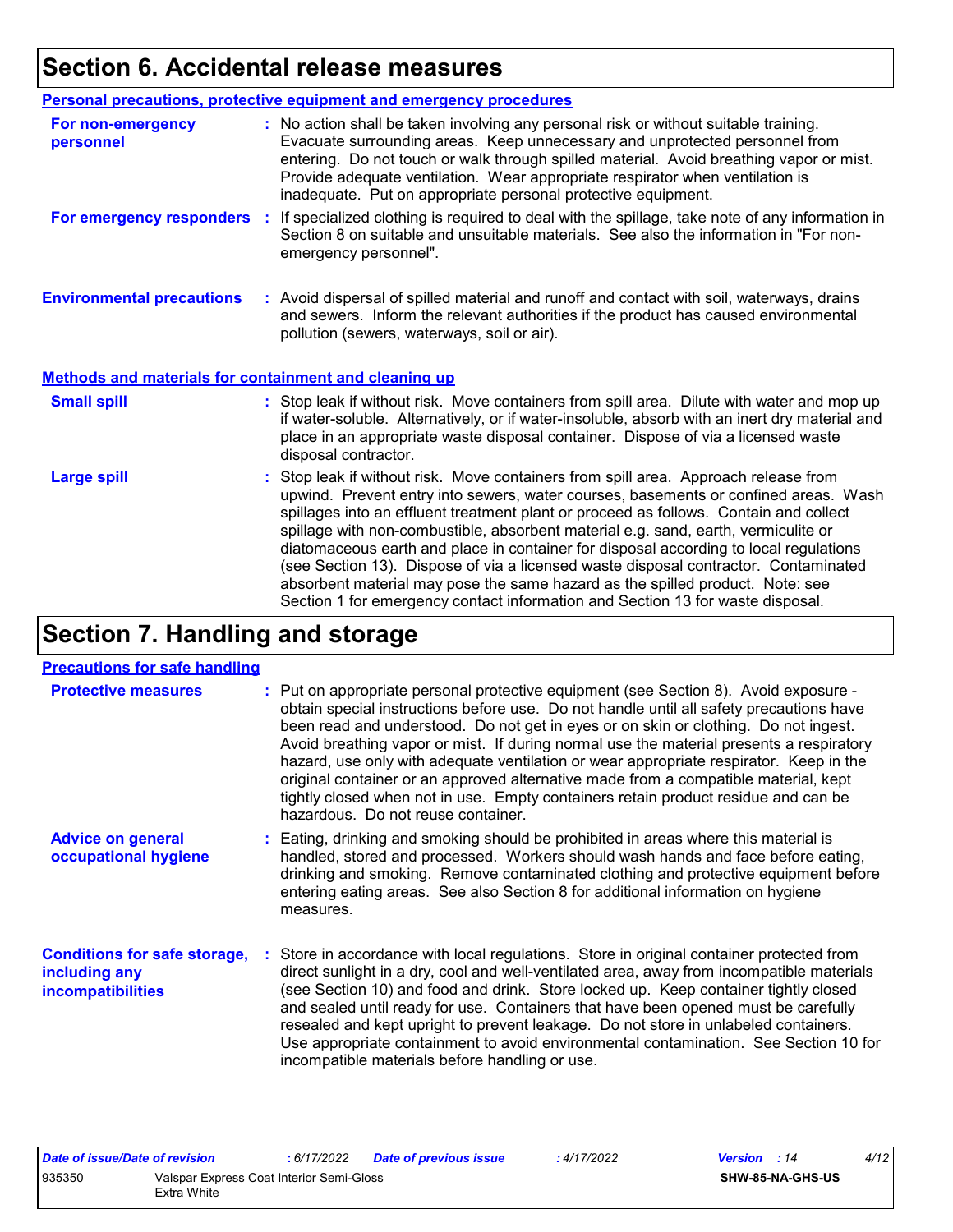# Section 6. Accidental release measures

**Personal precautions, protective equipment and emergency procedures**

**For non-emergency personnel** : No action shall be taken involving any personal risk or without suitable training. Evacuate surrounding areas. Keep unnecessary and unprotected personnel from entering. Do not touch or walk through spilled material. Avoid breathing vapor or mist. Provide adequate ventilation. Wear appropriate respirator when ventilation is inadequate. Put on appropriate personal protective equipment.

**For emergency responders** : If specialized clothing is required to deal with the spillage, take note of any information in Section 8 on suitable and unsuitable materials. See also the information in "For non-emergency personnel".

**Environmental precautions** : Avoid dispersal of spilled material and runoff and contact with soil, waterways, drains and sewers. Inform the relevant authorities if the product has caused environmental pollution (sewers, waterways, soil or air).

**Methods and materials for containment and cleaning up**

**Small spill** : Stop leak if without risk. Move containers from spill area. Dilute with water and mop up if water-soluble. Alternatively, or if water-insoluble, absorb with an inert dry material and place in an appropriate waste disposal container. Dispose of via a licensed waste disposal contractor.

**Large spill** : Stop leak if without risk. Move containers from spill area. Approach release from upwind. Prevent entry into sewers, water courses, basements or confined areas. Wash spillages into an effluent treatment plant or proceed as follows. Contain and collect spillage with non-combustible, absorbent material e.g. sand, earth, vermiculite or diatomaceous earth and place in container for disposal according to local regulations (see Section 13). Dispose of via a licensed waste disposal contractor. Contaminated absorbent material may pose the same hazard as the spilled product. Note: see Section 1 for emergency contact information and Section 13 for waste disposal.

# Section 7. Handling and storage

**Precautions for safe handling**

**Protective measures** : Put on appropriate personal protective equipment (see Section 8). Avoid exposure - obtain special instructions before use. Do not handle until all safety precautions have been read and understood. Do not get in eyes or on skin or clothing. Do not ingest. Avoid breathing vapor or mist. If during normal use the material presents a respiratory hazard, use only with adequate ventilation or wear appropriate respirator. Keep in the original container or an approved alternative made from a compatible material, kept tightly closed when not in use. Empty containers retain product residue and can be hazardous. Do not reuse container.

**Advice on general occupational hygiene** : Eating, drinking and smoking should be prohibited in areas where this material is handled, stored and processed. Workers should wash hands and face before eating, drinking and smoking. Remove contaminated clothing and protective equipment before entering eating areas. See also Section 8 for additional information on hygiene measures.

**Conditions for safe storage, including any incompatibilities** : Store in accordance with local regulations. Store in original container protected from direct sunlight in a dry, cool and well-ventilated area, away from incompatible materials (see Section 10) and food and drink. Store locked up. Keep container tightly closed and sealed until ready for use. Containers that have been opened must be carefully resealed and kept upright to prevent leakage. Do not store in unlabeled containers. Use appropriate containment to avoid environmental contamination. See Section 10 for incompatible materials before handling or use.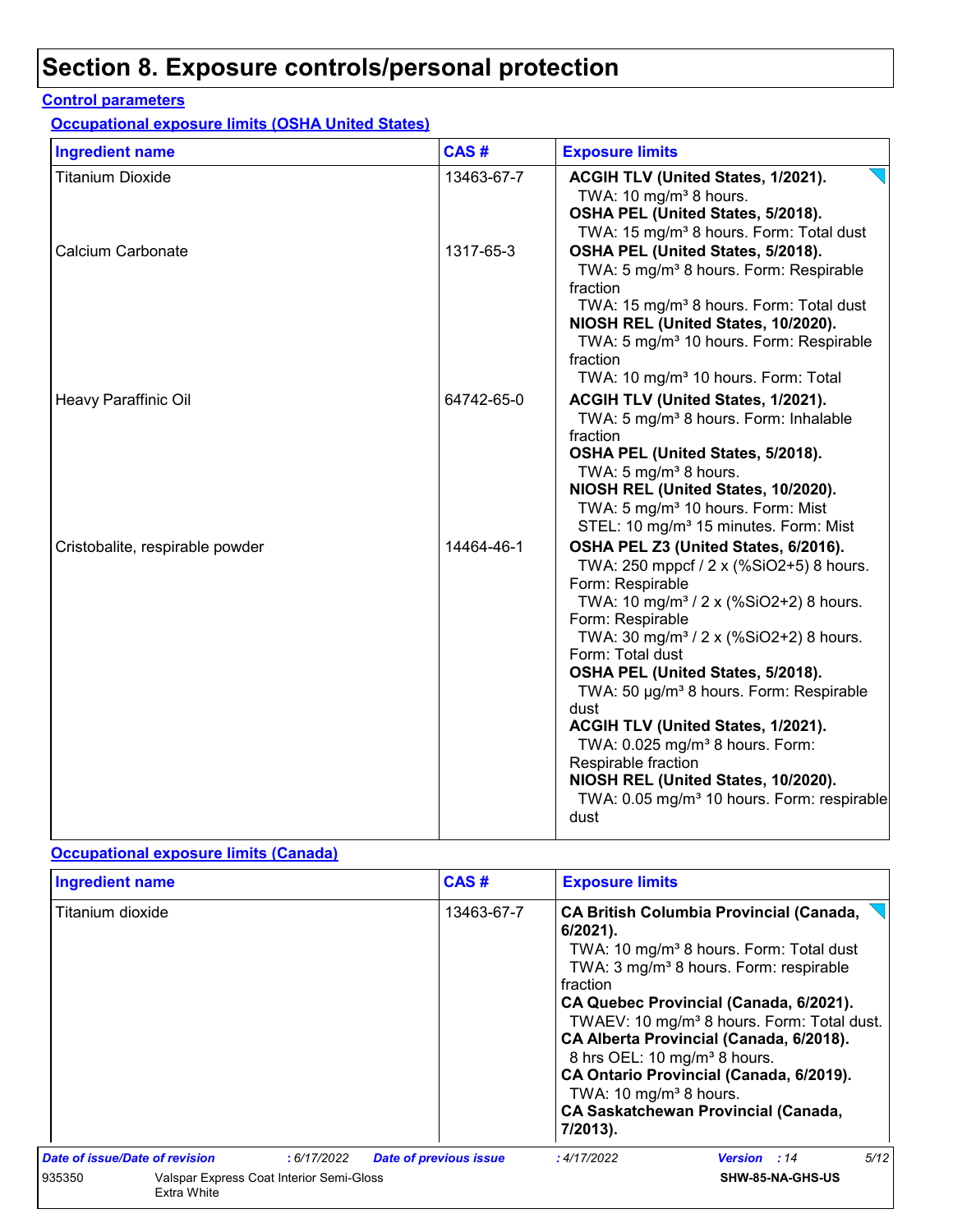# Section 8. Exposure controls/personal protection

## Control parameters

### Occupational exposure limits (OSHA United States)

| Ingredient name | CAS # | Exposure limits |
|---|---|---|
| Titanium Dioxide | 13463-67-7 | **ACGIH TLV (United States, 1/2021).**<br>TWA: 10 mg/m³ 8 hours.<br>**OSHA PEL (United States, 5/2018).**<br>TWA: 15 mg/m³ 8 hours. Form: Total dust |
| Calcium Carbonate | 1317-65-3 | **OSHA PEL (United States, 5/2018).**<br>TWA: 5 mg/m³ 8 hours. Form: Respirable fraction<br>TWA: 15 mg/m³ 8 hours. Form: Total dust<br>**NIOSH REL (United States, 10/2020).**<br>TWA: 5 mg/m³ 10 hours. Form: Respirable fraction<br>TWA: 10 mg/m³ 10 hours. Form: Total |
| Heavy Paraffinic Oil | 64742-65-0 | **ACGIH TLV (United States, 1/2021).**<br>TWA: 5 mg/m³ 8 hours. Form: Inhalable fraction<br>**OSHA PEL (United States, 5/2018).**<br>TWA: 5 mg/m³ 8 hours.<br>**NIOSH REL (United States, 10/2020).**<br>TWA: 5 mg/m³ 10 hours. Form: Mist<br>STEL: 10 mg/m³ 15 minutes. Form: Mist |
| Cristobalite, respirable powder | 14464-46-1 | **OSHA PEL Z3 (United States, 6/2016).**<br>TWA: 250 mppcf / 2 x (%SiO2+5) 8 hours. Form: Respirable<br>TWA: 10 mg/m³ / 2 x (%SiO2+2) 8 hours. Form: Respirable<br>TWA: 30 mg/m³ / 2 x (%SiO2+2) 8 hours. Form: Total dust<br>**OSHA PEL (United States, 5/2018).**<br>TWA: 50 µg/m³ 8 hours. Form: Respirable dust<br>**ACGIH TLV (United States, 1/2021).**<br>TWA: 0.025 mg/m³ 8 hours. Form: Respirable fraction<br>**NIOSH REL (United States, 10/2020).**<br>TWA: 0.05 mg/m³ 10 hours. Form: respirable dust |

### Occupational exposure limits (Canada)

| Ingredient name | CAS # | Exposure limits |
|---|---|---|
| Titanium dioxide | 13463-67-7 | **CA British Columbia Provincial (Canada, 6/2021).**<br>TWA: 10 mg/m³ 8 hours. Form: Total dust<br>TWA: 3 mg/m³ 8 hours. Form: respirable fraction<br>**CA Quebec Provincial (Canada, 6/2021).**<br>TWAEV: 10 mg/m³ 8 hours. Form: Total dust.<br>**CA Alberta Provincial (Canada, 6/2018).**<br>8 hrs OEL: 10 mg/m³ 8 hours.<br>**CA Ontario Provincial (Canada, 6/2019).**<br>TWA: 10 mg/m³ 8 hours.<br>**CA Saskatchewan Provincial (Canada, 7/2013).** |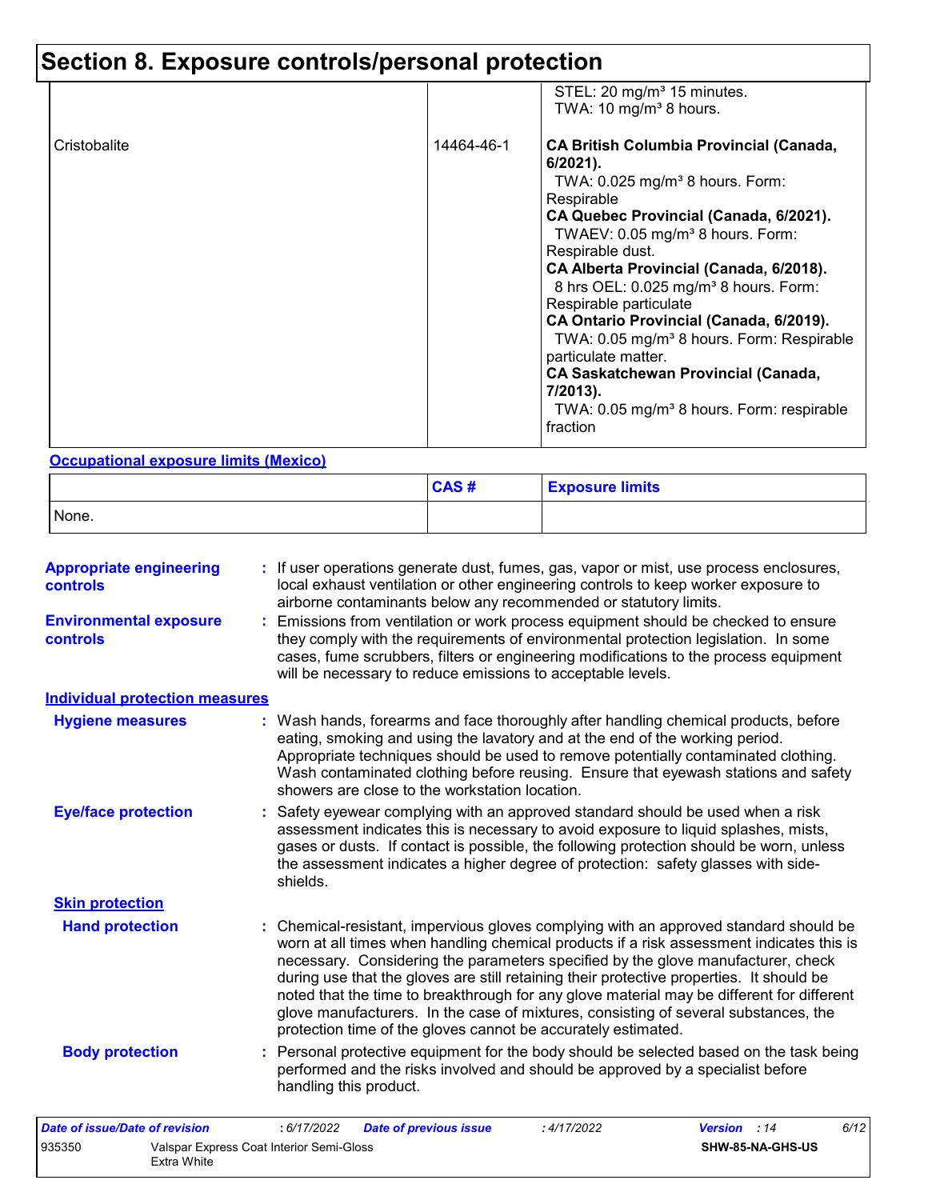## Section 8. Exposure controls/personal protection

| | | |
|---|---|---|
| | | STEL: 20 mg/m³ 15 minutes.<br>TWA: 10 mg/m³ 8 hours. |
| Cristobalite | 14464-46-1 | **CA British Columbia Provincial (Canada, 6/2021).**<br>TWA: 0.025 mg/m³ 8 hours. Form: Respirable<br>**CA Quebec Provincial (Canada, 6/2021).**<br>TWAEV: 0.05 mg/m³ 8 hours. Form: Respirable dust.<br>**CA Alberta Provincial (Canada, 6/2018).**<br>8 hrs OEL: 0.025 mg/m³ 8 hours. Form: Respirable particulate<br>**CA Ontario Provincial (Canada, 6/2019).**<br>TWA: 0.05 mg/m³ 8 hours. Form: Respirable particulate matter.<br>**CA Saskatchewan Provincial (Canada, 7/2013).**<br>TWA: 0.05 mg/m³ 8 hours. Form: respirable fraction |

**Occupational exposure limits (Mexico)**

| | CAS # | Exposure limits |
|---|---|---|
| None. | | |

**Appropriate engineering controls** : If user operations generate dust, fumes, gas, vapor or mist, use process enclosures, local exhaust ventilation or other engineering controls to keep worker exposure to airborne contaminants below any recommended or statutory limits.

**Environmental exposure controls** : Emissions from ventilation or work process equipment should be checked to ensure they comply with the requirements of environmental protection legislation. In some cases, fume scrubbers, filters or engineering modifications to the process equipment will be necessary to reduce emissions to acceptable levels.

**Individual protection measures**

**Hygiene measures** : Wash hands, forearms and face thoroughly after handling chemical products, before eating, smoking and using the lavatory and at the end of the working period. Appropriate techniques should be used to remove potentially contaminated clothing. Wash contaminated clothing before reusing. Ensure that eyewash stations and safety showers are close to the workstation location.

**Eye/face protection** : Safety eyewear complying with an approved standard should be used when a risk assessment indicates this is necessary to avoid exposure to liquid splashes, mists, gases or dusts. If contact is possible, the following protection should be worn, unless the assessment indicates a higher degree of protection: safety glasses with side-shields.

**Skin protection**

**Hand protection** : Chemical-resistant, impervious gloves complying with an approved standard should be worn at all times when handling chemical products if a risk assessment indicates this is necessary. Considering the parameters specified by the glove manufacturer, check during use that the gloves are still retaining their protective properties. It should be noted that the time to breakthrough for any glove material may be different for different glove manufacturers. In the case of mixtures, consisting of several substances, the protection time of the gloves cannot be accurately estimated.

**Body protection** : Personal protective equipment for the body should be selected based on the task being performed and the risks involved and should be approved by a specialist before handling this product.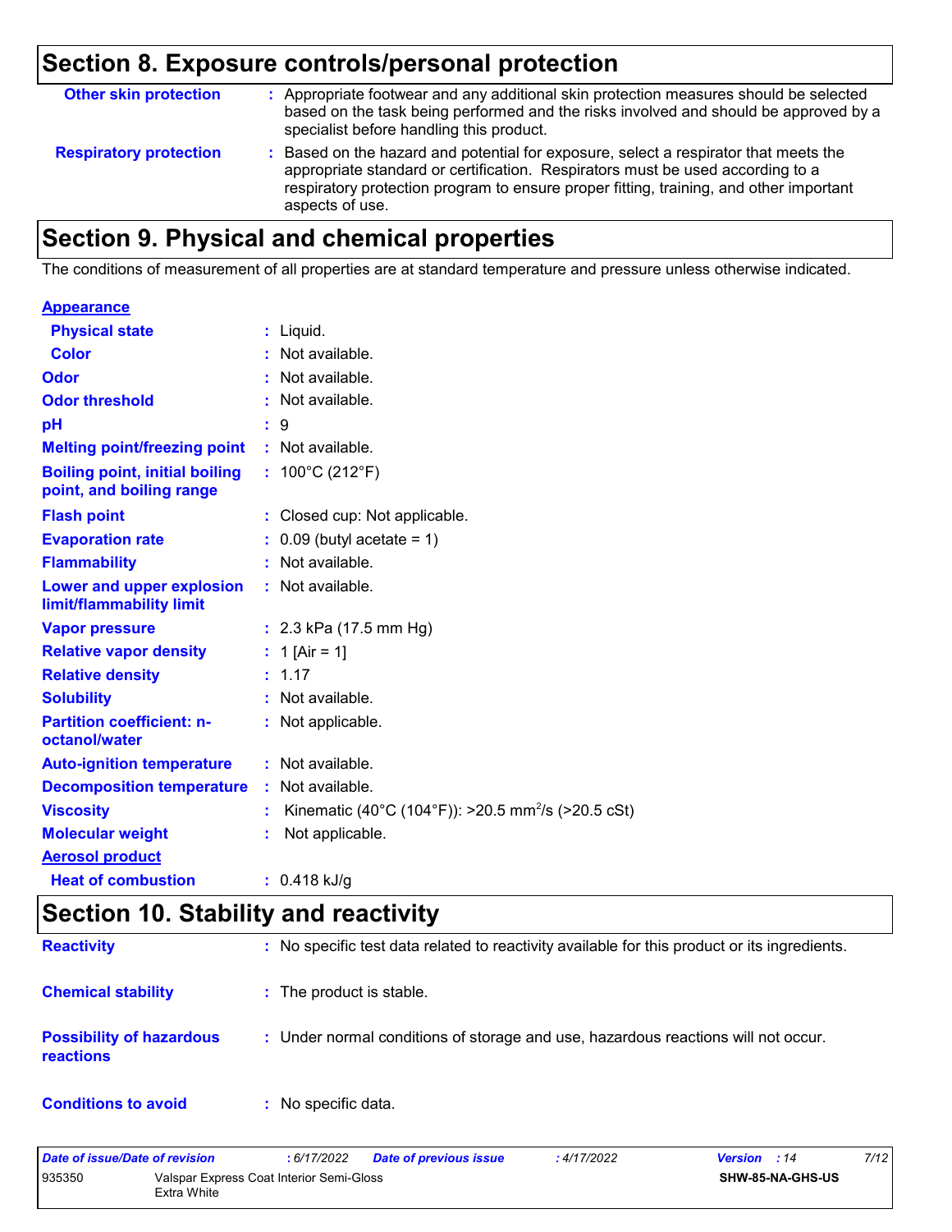## Section 8. Exposure controls/personal protection

| | | |
|---|---|---|
| **Other skin protection** | : | Appropriate footwear and any additional skin protection measures should be selected based on the task being performed and the risks involved and should be approved by a specialist before handling this product. |
| **Respiratory protection** | : | Based on the hazard and potential for exposure, select a respirator that meets the appropriate standard or certification. Respirators must be used according to a respiratory protection program to ensure proper fitting, training, and other important aspects of use. |

## Section 9. Physical and chemical properties

The conditions of measurement of all properties are at standard temperature and pressure unless otherwise indicated.

**Appearance**

| | | |
|---|---|---|
| **Physical state** | : | Liquid. |
| **Color** | : | Not available. |
| **Odor** | : | Not available. |
| **Odor threshold** | : | Not available. |
| **pH** | : | 9 |
| **Melting point/freezing point** | : | Not available. |
| **Boiling point, initial boiling point, and boiling range** | : | 100°C (212°F) |
| **Flash point** | : | Closed cup: Not applicable. |
| **Evaporation rate** | : | 0.09 (butyl acetate = 1) |
| **Flammability** | : | Not available. |
| **Lower and upper explosion limit/flammability limit** | : | Not available. |
| **Vapor pressure** | : | 2.3 kPa (17.5 mm Hg) |
| **Relative vapor density** | : | 1 [Air = 1] |
| **Relative density** | : | 1.17 |
| **Solubility** | : | Not available. |
| **Partition coefficient: n-octanol/water** | : | Not applicable. |
| **Auto-ignition temperature** | : | Not available. |
| **Decomposition temperature** | : | Not available. |
| **Viscosity** | : | Kinematic (40°C (104°F)): >20.5 $mm^2/s$ (>20.5 cSt) |
| **Molecular weight** | : | Not applicable. |

**Aerosol product**

| | | |
|---|---|---|
| **Heat of combustion** | : | 0.418 kJ/g |

## Section 10. Stability and reactivity

| | | |
|---|---|---|
| **Reactivity** | : | No specific test data related to reactivity available for this product or its ingredients. |
| **Chemical stability** | : | The product is stable. |
| **Possibility of hazardous reactions** | : | Under normal conditions of storage and use, hazardous reactions will not occur. |
| **Conditions to avoid** | : | No specific data. |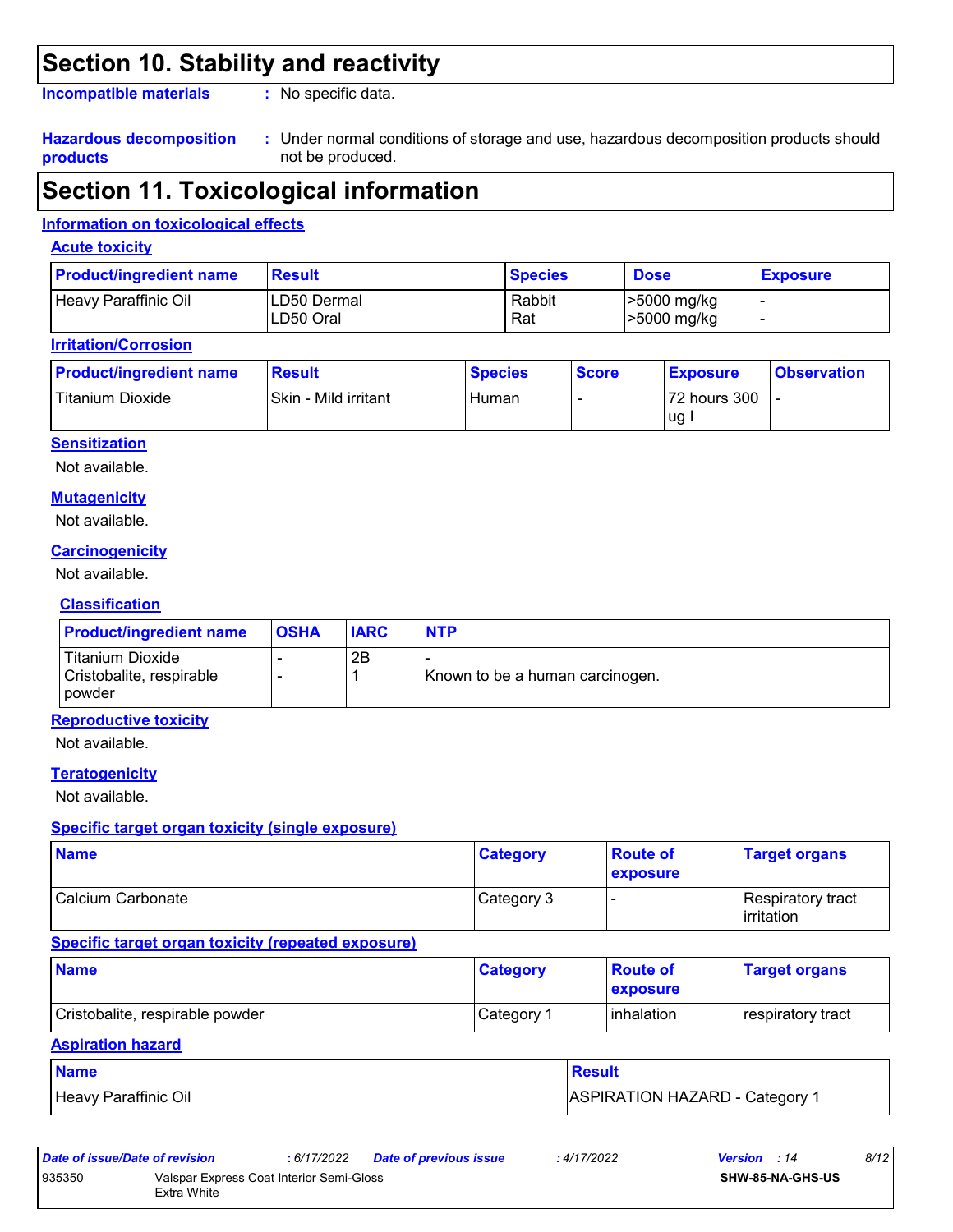## Section 10. Stability and reactivity

**Incompatible materials** : No specific data.

**Hazardous decomposition products** : Under normal conditions of storage and use, hazardous decomposition products should not be produced.

## Section 11. Toxicological information

### Information on toxicological effects

#### Acute toxicity

| Product/ingredient name | Result | Species | Dose | Exposure |
|---|---|---|---|---|
| Heavy Paraffinic Oil | LD50 Dermal<br>LD50 Oral | Rabbit<br>Rat | >5000 mg/kg<br>>5000 mg/kg | -<br>- |

#### Irritation/Corrosion

| Product/ingredient name | Result | Species | Score | Exposure | Observation |
|---|---|---|---|---|---|
| Titanium Dioxide | Skin - Mild irritant | Human | - | 72 hours 300 ug I | - |

#### Sensitization

Not available.

#### Mutagenicity

Not available.

#### Carcinogenicity

Not available.

#### Classification

| Product/ingredient name | OSHA | IARC | NTP |
|---|---|---|---|
| Titanium Dioxide | - | 2B | - |
| Cristobalite, respirable powder | - | 1 | Known to be a human carcinogen. |

#### Reproductive toxicity

Not available.

#### Teratogenicity

Not available.

#### Specific target organ toxicity (single exposure)

| Name | Category | Route of exposure | Target organs |
|---|---|---|---|
| Calcium Carbonate | Category 3 | - | Respiratory tract irritation |

#### Specific target organ toxicity (repeated exposure)

| Name | Category | Route of exposure | Target organs |
|---|---|---|---|
| Cristobalite, respirable powder | Category 1 | inhalation | respiratory tract |

#### Aspiration hazard

| Name | Result |
|---|---|
| Heavy Paraffinic Oil | ASPIRATION HAZARD - Category 1 |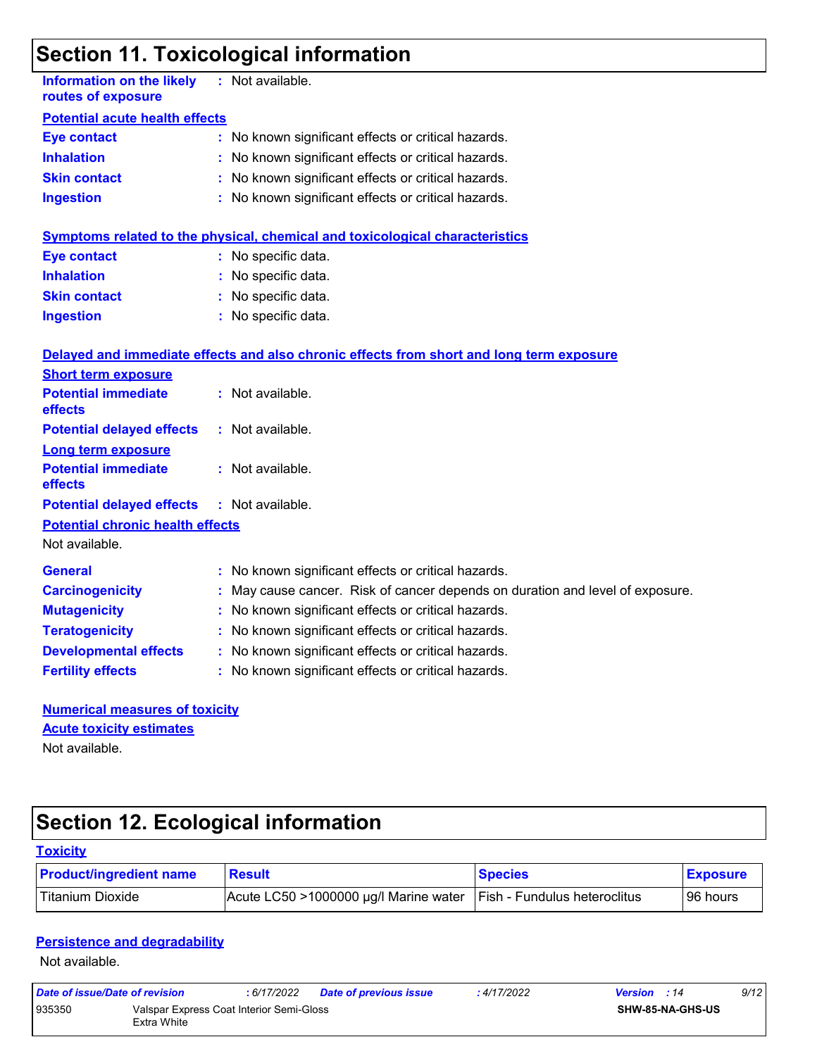## Section 11. Toxicological information

**Information on the likely routes of exposure** : Not available.

**Potential acute health effects**

**Eye contact** : No known significant effects or critical hazards.
**Inhalation** : No known significant effects or critical hazards.
**Skin contact** : No known significant effects or critical hazards.
**Ingestion** : No known significant effects or critical hazards.

**Symptoms related to the physical, chemical and toxicological characteristics**

**Eye contact** : No specific data.
**Inhalation** : No specific data.
**Skin contact** : No specific data.
**Ingestion** : No specific data.

**Delayed and immediate effects and also chronic effects from short and long term exposure**

**Short term exposure**

**Potential immediate effects** : Not available.
**Potential delayed effects** : Not available.

**Long term exposure**

**Potential immediate effects** : Not available.
**Potential delayed effects** : Not available.

**Potential chronic health effects**

Not available.

**General** : No known significant effects or critical hazards.
**Carcinogenicity** : May cause cancer. Risk of cancer depends on duration and level of exposure.
**Mutagenicity** : No known significant effects or critical hazards.
**Teratogenicity** : No known significant effects or critical hazards.
**Developmental effects** : No known significant effects or critical hazards.
**Fertility effects** : No known significant effects or critical hazards.

**Numerical measures of toxicity**

**Acute toxicity estimates**

Not available.

## Section 12. Ecological information

**Toxicity**

| Product/ingredient name | Result | Species | Exposure |
|---|---|---|---|
| Titanium Dioxide | Acute LC50 >1000000 µg/l Marine water | Fish - Fundulus heteroclitus | 96 hours |

**Persistence and degradability**

Not available.

| Date of issue/Date of revision | : 6/17/2022 | Date of previous issue | : 4/17/2022 | Version : 14 |
|---|---|---|---|---|
| 935350 | Valspar Express Coat Interior Semi-Gloss Extra White | | | SHW-85-NA-GHS-US |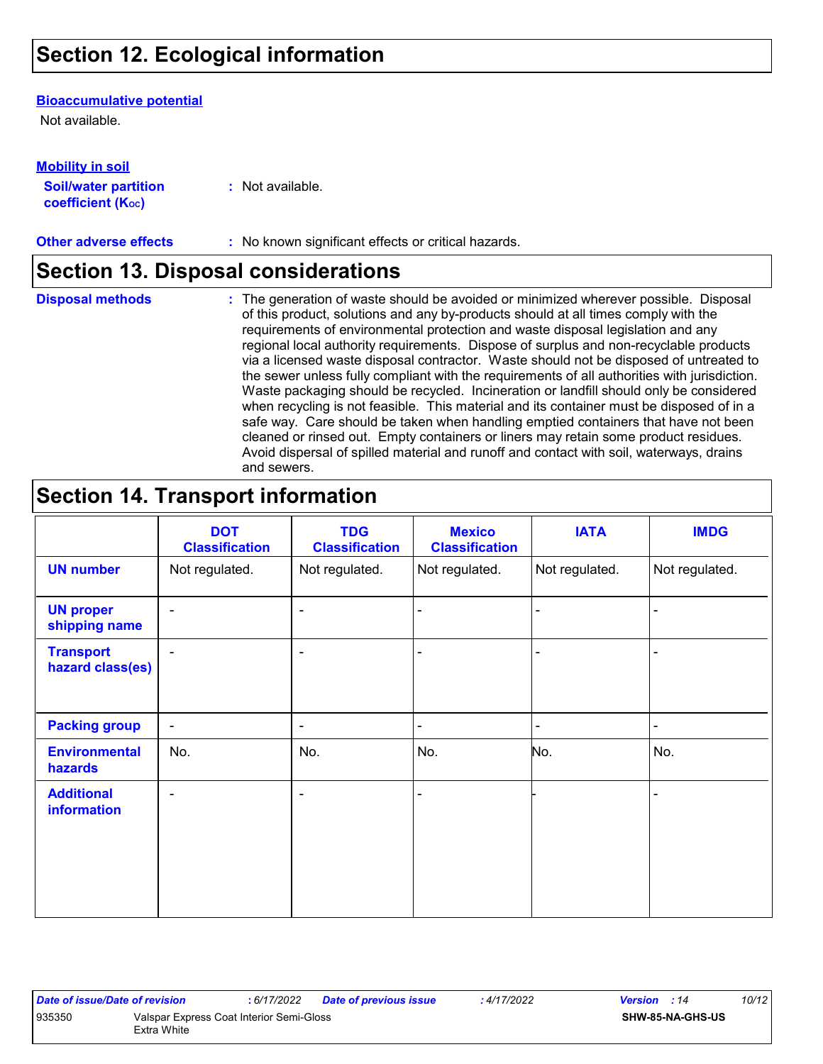## Section 12. Ecological information

**Bioaccumulative potential**

Not available.

**Mobility in soil**

**Soil/water partition coefficient ($K_{OC}$)** : Not available.

**Other adverse effects** : No known significant effects or critical hazards.

## Section 13. Disposal considerations

**Disposal methods** : The generation of waste should be avoided or minimized wherever possible. Disposal of this product, solutions and any by-products should at all times comply with the requirements of environmental protection and waste disposal legislation and any regional local authority requirements. Dispose of surplus and non-recyclable products via a licensed waste disposal contractor. Waste should not be disposed of untreated to the sewer unless fully compliant with the requirements of all authorities with jurisdiction. Waste packaging should be recycled. Incineration or landfill should only be considered when recycling is not feasible. This material and its container must be disposed of in a safe way. Care should be taken when handling emptied containers that have not been cleaned or rinsed out. Empty containers or liners may retain some product residues. Avoid dispersal of spilled material and runoff and contact with soil, waterways, drains and sewers.

## Section 14. Transport information

| | DOT Classification | TDG Classification | Mexico Classification | IATA | IMDG |
|---|---|---|---|---|---|
| **UN number** | Not regulated. | Not regulated. | Not regulated. | Not regulated. | Not regulated. |
| **UN proper shipping name** | - | - | - | - | - |
| **Transport hazard class(es)** | - | - | - | - | - |
| **Packing group** | - | - | - | - | - |
| **Environmental hazards** | No. | No. | No. | No. | No. |
| **Additional information** | - | - | - | - | - |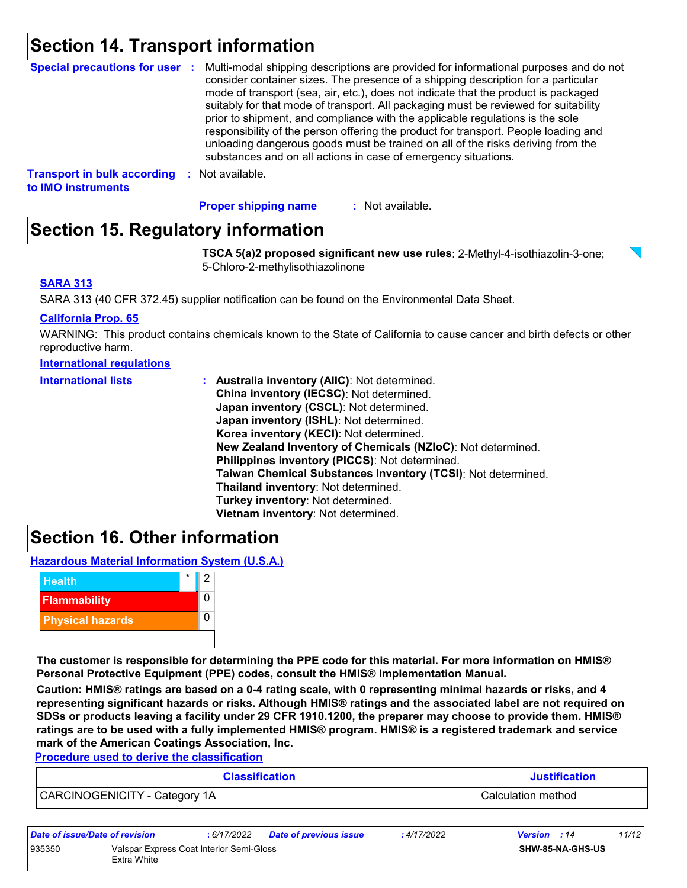## Section 14. Transport information

**Special precautions for user** : Multi-modal shipping descriptions are provided for informational purposes and do not consider container sizes. The presence of a shipping description for a particular mode of transport (sea, air, etc.), does not indicate that the product is packaged suitably for that mode of transport. All packaging must be reviewed for suitability prior to shipment, and compliance with the applicable regulations is the sole responsibility of the person offering the product for transport. People loading and unloading dangerous goods must be trained on all of the risks deriving from the substances and on all actions in case of emergency situations.

**Transport in bulk according to IMO instruments** : Not available.

**Proper shipping name** : Not available.

## Section 15. Regulatory information

**TSCA 5(a)2 proposed significant new use rules**: 2-Methyl-4-isothiazolin-3-one; 5-Chloro-2-methylisothiazolinone

**SARA 313**

SARA 313 (40 CFR 372.45) supplier notification can be found on the Environmental Data Sheet.

**California Prop. 65**

WARNING: This product contains chemicals known to the State of California to cause cancer and birth defects or other reproductive harm.

**International regulations**

**International lists** :
**Australia inventory (AIIC)**: Not determined.
**China inventory (IECSC)**: Not determined.
**Japan inventory (CSCL)**: Not determined.
**Japan inventory (ISHL)**: Not determined.
**Korea inventory (KECI)**: Not determined.
**New Zealand Inventory of Chemicals (NZIoC)**: Not determined.
**Philippines inventory (PICCS)**: Not determined.
**Taiwan Chemical Substances Inventory (TCSI)**: Not determined.
**Thailand inventory**: Not determined.
**Turkey inventory**: Not determined.
**Vietnam inventory**: Not determined.

## Section 16. Other information

**Hazardous Material Information System (U.S.A.)**

| Category | | Rating |
|---|---|---|
| Health | * | 2 |
| Flammability | | 0 |
| Physical hazards | | 0 |

**The customer is responsible for determining the PPE code for this material. For more information on HMIS® Personal Protective Equipment (PPE) codes, consult the HMIS® Implementation Manual.**

**Caution: HMIS® ratings are based on a 0-4 rating scale, with 0 representing minimal hazards or risks, and 4 representing significant hazards or risks. Although HMIS® ratings and the associated label are not required on SDSs or products leaving a facility under 29 CFR 1910.1200, the preparer may choose to provide them. HMIS® ratings are to be used with a fully implemented HMIS® program. HMIS® is a registered trademark and service mark of the American Coatings Association, Inc.**

**Procedure used to derive the classification**

| Classification | Justification |
|---|---|
| CARCINOGENICITY - Category 1A | Calculation method |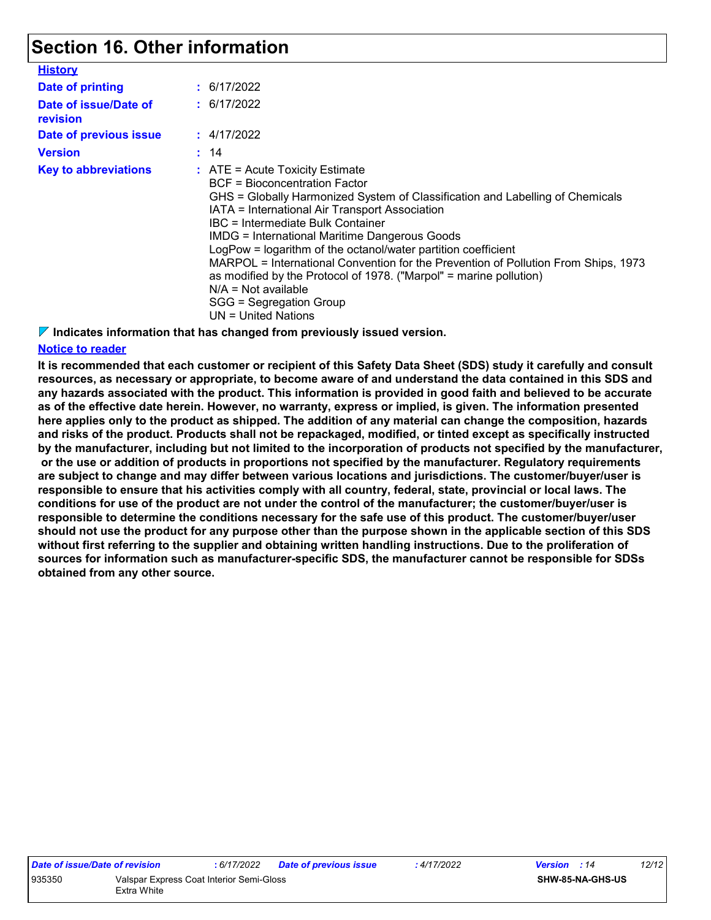# Section 16. Other information

**History**

| | | |
|---|---|---|
| **Date of printing** | : | 6/17/2022 |
| **Date of issue/Date of revision** | : | 6/17/2022 |
| **Date of previous issue** | : | 4/17/2022 |
| **Version** | : | 14 |
| **Key to abbreviations** | : | ATE = Acute Toxicity Estimate<br>BCF = Bioconcentration Factor<br>GHS = Globally Harmonized System of Classification and Labelling of Chemicals<br>IATA = International Air Transport Association<br>IBC = Intermediate Bulk Container<br>IMDG = International Maritime Dangerous Goods<br>LogPow = logarithm of the octanol/water partition coefficient<br>MARPOL = International Convention for the Prevention of Pollution From Ships, 1973 as modified by the Protocol of 1978. ("Marpol" = marine pollution)<br>N/A = Not available<br>SGG = Segregation Group<br>UN = United Nations |

**Indicates information that has changed from previously issued version.**

**Notice to reader**

**It is recommended that each customer or recipient of this Safety Data Sheet (SDS) study it carefully and consult resources, as necessary or appropriate, to become aware of and understand the data contained in this SDS and any hazards associated with the product. This information is provided in good faith and believed to be accurate as of the effective date herein. However, no warranty, express or implied, is given. The information presented here applies only to the product as shipped. The addition of any material can change the composition, hazards and risks of the product. Products shall not be repackaged, modified, or tinted except as specifically instructed by the manufacturer, including but not limited to the incorporation of products not specified by the manufacturer, or the use or addition of products in proportions not specified by the manufacturer. Regulatory requirements are subject to change and may differ between various locations and jurisdictions. The customer/buyer/user is responsible to ensure that his activities comply with all country, federal, state, provincial or local laws. The conditions for use of the product are not under the control of the manufacturer; the customer/buyer/user is responsible to determine the conditions necessary for the safe use of this product. The customer/buyer/user should not use the product for any purpose other than the purpose shown in the applicable section of this SDS without first referring to the supplier and obtaining written handling instructions. Due to the proliferation of sources for information such as manufacturer-specific SDS, the manufacturer cannot be responsible for SDSs obtained from any other source.**